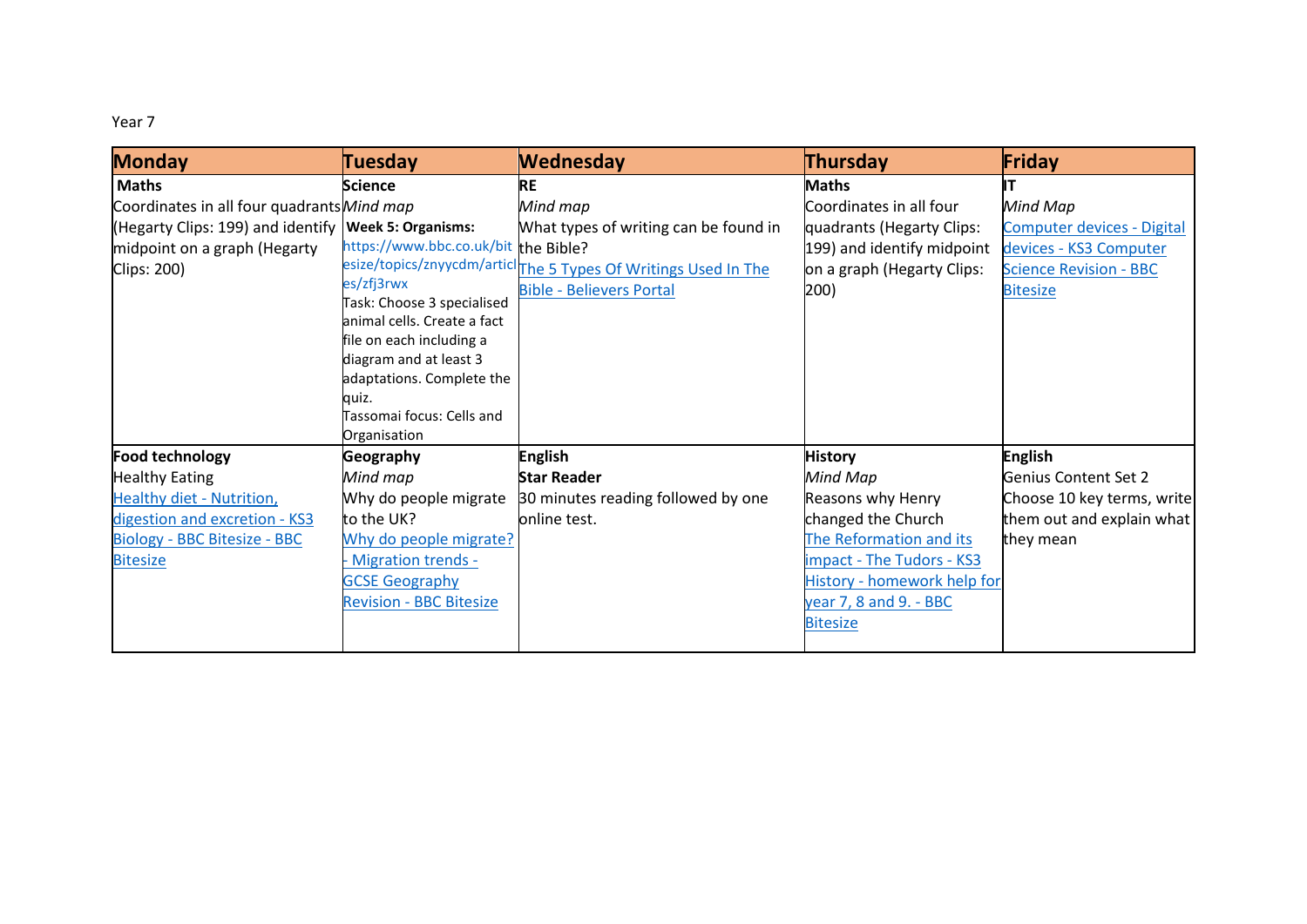Year 7

| Monday | Tuesday | Wednesday | Thursday | Friday |
|---|---|---|---|---|
| **Maths**<br>Coordinates in all four quadrants (Hegarty Clips: 199) and identify midpoint on a graph (Hegarty Clips: 200) | **Science**<br>*Mind map*<br>**Week 5: Organisms:**<br>https://www.bbc.co.uk/bitesize/topics/znyycdm/articles/zfj3rwx<br>Task: Choose 3 specialised animal cells. Create a fact file on each including a diagram and at least 3 adaptations. Complete the quiz.<br>Tassomai focus: Cells and Organisation | **RE**<br>*Mind map*<br>What types of writing can be found in the Bible?<br>The 5 Types Of Writings Used In The Bible - Believers Portal | **Maths**<br>Coordinates in all four quadrants (Hegarty Clips: 199) and identify midpoint on a graph (Hegarty Clips: 200) | **IT**<br>*Mind Map*<br>Computer devices - Digital devices - KS3 Computer Science Revision - BBC Bitesize |
| **Food technology**<br>Healthy Eating<br>Healthy diet - Nutrition, digestion and excretion - KS3 Biology - BBC Bitesize - BBC Bitesize | **Geography**<br>*Mind map*<br>Why do people migrate to the UK?<br>Why do people migrate? - Migration trends - GCSE Geography Revision - BBC Bitesize | **English**<br>**Star Reader**<br>30 minutes reading followed by one online test. | **History**<br>*Mind Map*<br>Reasons why Henry changed the Church<br>The Reformation and its impact - The Tudors - KS3 History - homework help for year 7, 8 and 9. - BBC Bitesize | **English**<br>Genius Content Set 2<br>Choose 10 key terms, write them out and explain what they mean |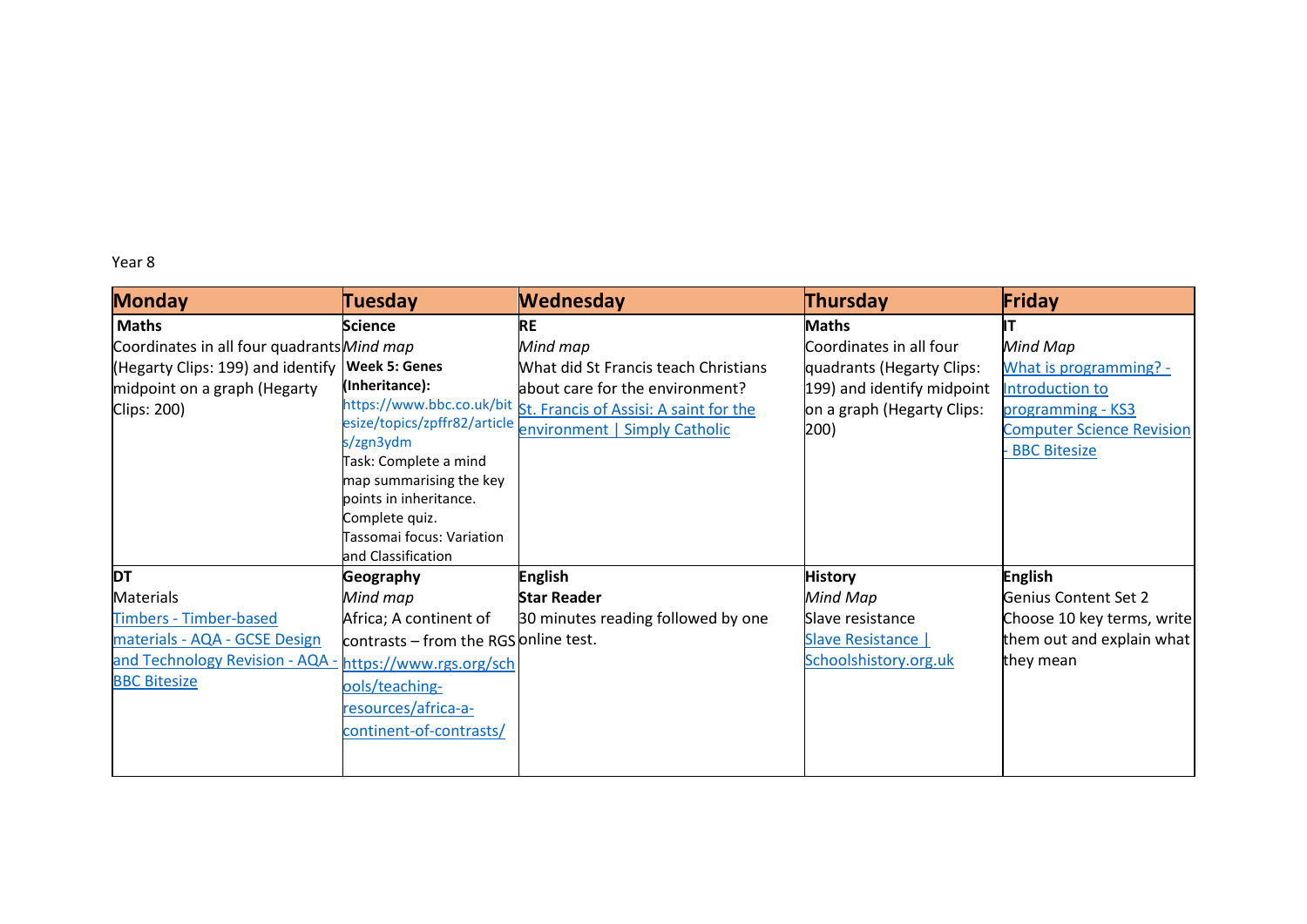Year 8

| Monday | Tuesday | Wednesday | Thursday | Friday |
| --- | --- | --- | --- | --- |
| **Maths**<br>Coordinates in all four quadrants (Hegarty Clips: 199) and identify midpoint on a graph (Hegarty Clips: 200) | **Science**<br>*Mind map*<br>**Week 5: Genes (Inheritance):**<br>https://www.bbc.co.uk/bitesize/topics/zpffr82/articles/zgn3ydm<br>Task: Complete a mind map summarising the key points in inheritance.<br>Complete quiz.<br>Tassomai focus: Variation and Classification | **RE**<br>*Mind map*<br>What did St Francis teach Christians about care for the environment?<br>St. Francis of Assisi: A saint for the environment \| Simply Catholic | **Maths**<br>Coordinates in all four quadrants (Hegarty Clips: 199) and identify midpoint on a graph (Hegarty Clips: 200) | **IT**<br>*Mind Map*<br>What is programming? - Introduction to programming - KS3 Computer Science Revision - BBC Bitesize |
| **DT**<br>Materials<br>Timbers - Timber-based materials - AQA - GCSE Design and Technology Revision - AQA - BBC Bitesize | **Geography**<br>*Mind map*<br>Africa; A continent of contrasts – from the RGS https://www.rgs.org/schools/teaching-resources/africa-a-continent-of-contrasts/ | **English**<br>**Star Reader**<br>30 minutes reading followed by one online test. | **History**<br>*Mind Map*<br>Slave resistance<br>Slave Resistance \| Schoolshistory.org.uk | **English**<br>Genius Content Set 2<br>Choose 10 key terms, write them out and explain what they mean |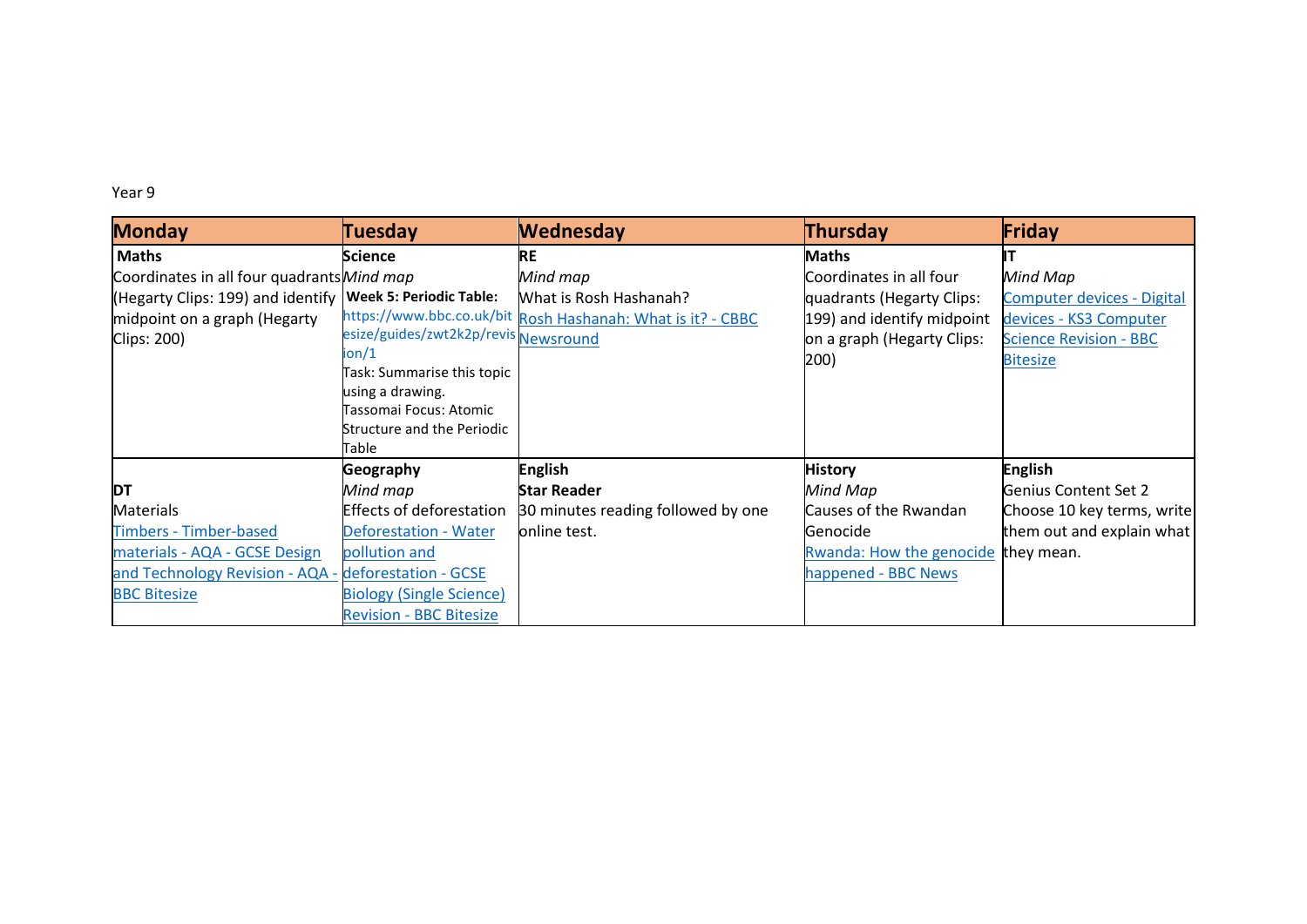Year 9

| Monday | Tuesday | Wednesday | Thursday | Friday |
| --- | --- | --- | --- | --- |
| **Maths**<br>Coordinates in all four quadrants (Hegarty Clips: 199) and identify midpoint on a graph (Hegarty Clips: 200) | **Science**<br>*Mind map*<br>**Week 5: Periodic Table:**<br>https://www.bbc.co.uk/bitesize/guides/zwt2k2p/revision/1<br>Task: Summarise this topic using a drawing.<br>Tassomai Focus: Atomic Structure and the Periodic Table | **RE**<br>*Mind map*<br>What is Rosh Hashanah?<br>Rosh Hashanah: What is it? - CBBC Newsround | **Maths**<br>Coordinates in all four quadrants (Hegarty Clips: 199) and identify midpoint on a graph (Hegarty Clips: 200) | **IT**<br>*Mind Map*<br>Computer devices - Digital devices - KS3 Computer Science Revision - BBC Bitesize |
| **DT**<br>Materials<br>Timbers - Timber-based materials - AQA - GCSE Design and Technology Revision - AQA - BBC Bitesize | **Geography**<br>*Mind map*<br>Effects of deforestation<br>Deforestation - Water pollution and deforestation - GCSE Biology (Single Science) Revision - BBC Bitesize | **English**<br>**Star Reader**<br>30 minutes reading followed by one online test. | **History**<br>*Mind Map*<br>Causes of the Rwandan Genocide<br>Rwanda: How the genocide happened - BBC News | **English**<br>Genius Content Set 2<br>Choose 10 key terms, write them out and explain what they mean. |